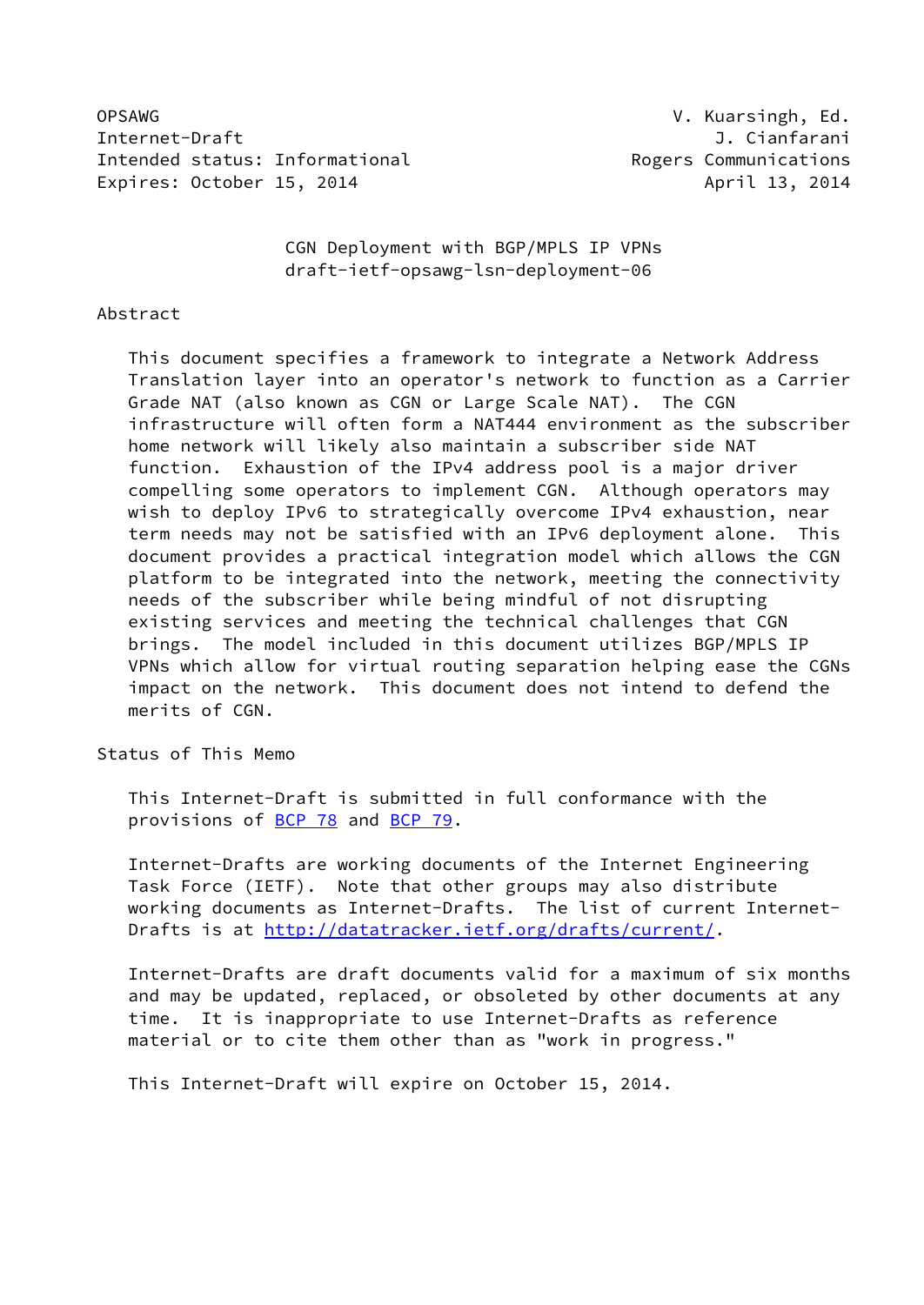OPSAWG V. Kuarsingh, Ed.
Internet-Draft J. Cianfarani
Intended status: Informational Rogers Communications
Expires: October 15, 2014 April 13, 2014

# CGN Deployment with BGP/MPLS IP VPNs
draft-ietf-opsawg-lsn-deployment-06

## Abstract

This document specifies a framework to integrate a Network Address Translation layer into an operator's network to function as a Carrier Grade NAT (also known as CGN or Large Scale NAT). The CGN infrastructure will often form a NAT444 environment as the subscriber home network will likely also maintain a subscriber side NAT function. Exhaustion of the IPv4 address pool is a major driver compelling some operators to implement CGN. Although operators may wish to deploy IPv6 to strategically overcome IPv4 exhaustion, near term needs may not be satisfied with an IPv6 deployment alone. This document provides a practical integration model which allows the CGN platform to be integrated into the network, meeting the connectivity needs of the subscriber while being mindful of not disrupting existing services and meeting the technical challenges that CGN brings. The model included in this document utilizes BGP/MPLS IP VPNs which allow for virtual routing separation helping ease the CGNs impact on the network. This document does not intend to defend the merits of CGN.

## Status of This Memo

This Internet-Draft is submitted in full conformance with the provisions of BCP 78 and BCP 79.

Internet-Drafts are working documents of the Internet Engineering Task Force (IETF). Note that other groups may also distribute working documents as Internet-Drafts. The list of current Internet-Drafts is at http://datatracker.ietf.org/drafts/current/.

Internet-Drafts are draft documents valid for a maximum of six months and may be updated, replaced, or obsoleted by other documents at any time. It is inappropriate to use Internet-Drafts as reference material or to cite them other than as "work in progress."

This Internet-Draft will expire on October 15, 2014.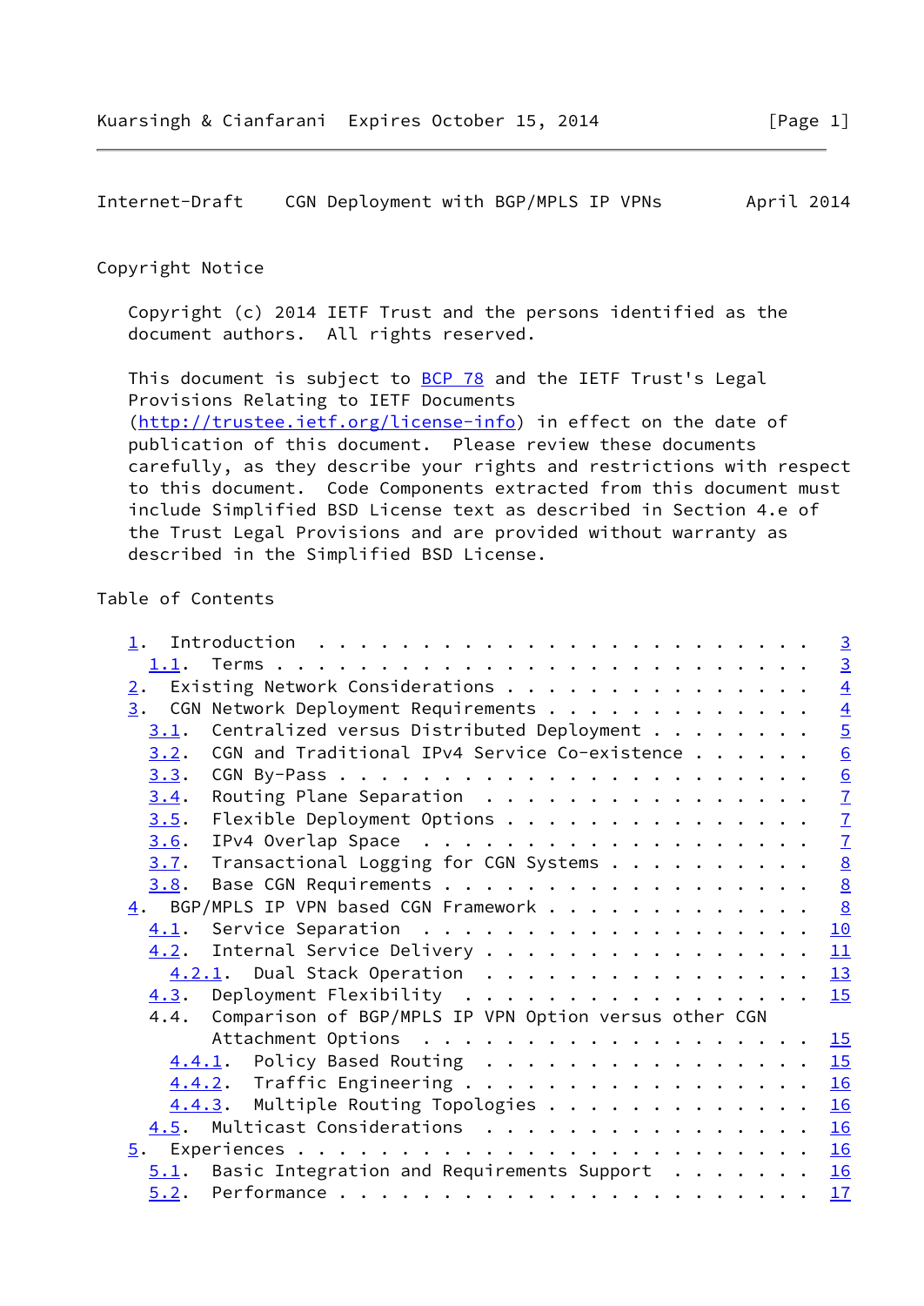## Copyright Notice

Copyright (c) 2014 IETF Trust and the persons identified as the document authors. All rights reserved.

This document is subject to BCP 78 and the IETF Trust's Legal Provisions Relating to IETF Documents (http://trustee.ietf.org/license-info) in effect on the date of publication of this document. Please review these documents carefully, as they describe your rights and restrictions with respect to this document. Code Components extracted from this document must include Simplified BSD License text as described in Section 4.e of the Trust Legal Provisions and are provided without warranty as described in the Simplified BSD License.

## Table of Contents

```
   1.  Introduction . . . . . . . . . . . . . . . . . . . . . . . .   3
     1.1.  Terms  . . . . . . . . . . . . . . . . . . . . . . . . .   3
   2.  Existing Network Considerations  . . . . . . . . . . . . . .   4
   3.  CGN Network Deployment Requirements  . . . . . . . . . . . .   4
     3.1.  Centralized versus Distributed Deployment  . . . . . . .   5
     3.2.  CGN and Traditional IPv4 Service Co-existence  . . . . .   6
     3.3.  CGN By-Pass  . . . . . . . . . . . . . . . . . . . . . .   6
     3.4.  Routing Plane Separation . . . . . . . . . . . . . . . .   7
     3.5.  Flexible Deployment Options  . . . . . . . . . . . . . .   7
     3.6.  IPv4 Overlap Space . . . . . . . . . . . . . . . . . . .   7
     3.7.  Transactional Logging for CGN Systems  . . . . . . . . .   8
     3.8.  Base CGN Requirements  . . . . . . . . . . . . . . . . .   8
   4.  BGP/MPLS IP VPN based CGN Framework  . . . . . . . . . . . .   8
     4.1.  Service Separation . . . . . . . . . . . . . . . . . . .  10
     4.2.  Internal Service Delivery  . . . . . . . . . . . . . . .  11
       4.2.1.  Dual Stack Operation . . . . . . . . . . . . . . . .  13
     4.3.  Deployment Flexibility . . . . . . . . . . . . . . . . .  15
     4.4.  Comparison of BGP/MPLS IP VPN Option versus other CGN
           Attachment Options . . . . . . . . . . . . . . . . . . .  15
       4.4.1.  Policy Based Routing . . . . . . . . . . . . . . . .  15
       4.4.2.  Traffic Engineering  . . . . . . . . . . . . . . . .  16
       4.4.3.  Multiple Routing Topologies  . . . . . . . . . . . .  16
     4.5.  Multicast Considerations . . . . . . . . . . . . . . . .  16
   5.  Experiences  . . . . . . . . . . . . . . . . . . . . . . . .  16
     5.1.  Basic Integration and Requirements Support . . . . . . .  16
     5.2.  Performance  . . . . . . . . . . . . . . . . . . . . . .  17
```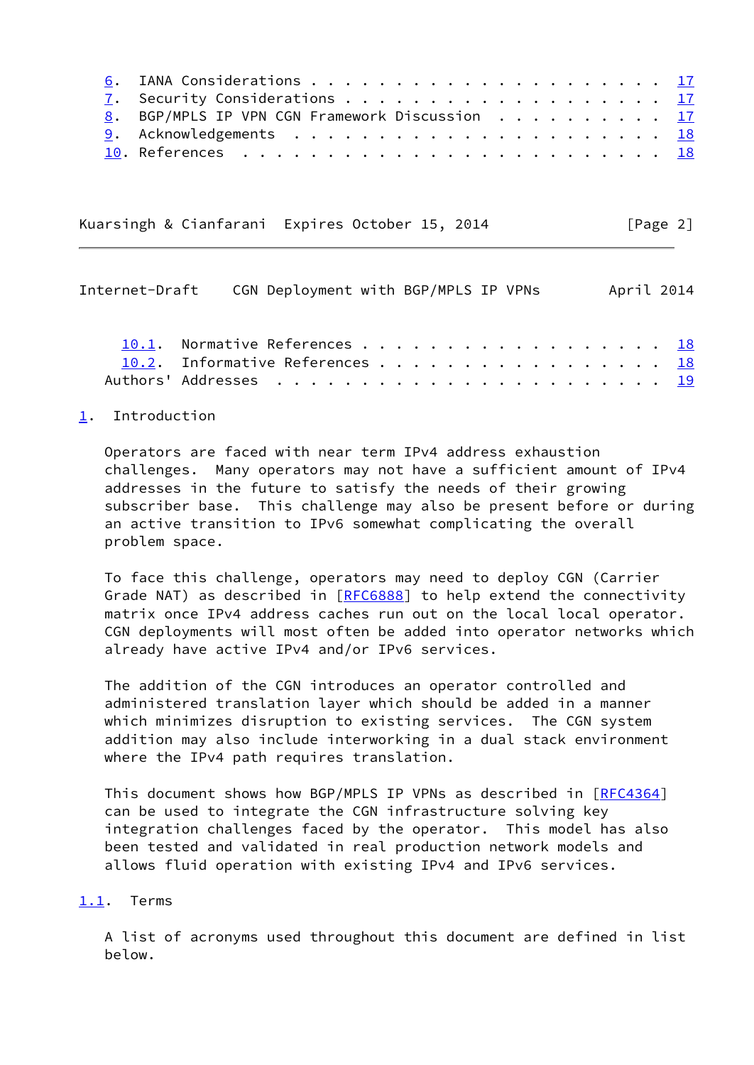6.  IANA Considerations . . . . . . . . . . . . . . . . . . . . .  17
   7.  Security Considerations . . . . . . . . . . . . . . . . . . .  17
   8.  BGP/MPLS IP VPN CGN Framework Discussion  . . . . . . . . . .  17
   9.  Acknowledgements  . . . . . . . . . . . . . . . . . . . . . .  18
   10. References  . . . . . . . . . . . . . . . . . . . . . . . . .  18
     10.1.  Normative References . . . . . . . . . . . . . . . . . .  18
     10.2.  Informative References . . . . . . . . . . . . . . . . .  18
   Authors' Addresses  . . . . . . . . . . . . . . . . . . . . . . .  19

## 1. Introduction

Operators are faced with near term IPv4 address exhaustion challenges. Many operators may not have a sufficient amount of IPv4 addresses in the future to satisfy the needs of their growing subscriber base. This challenge may also be present before or during an active transition to IPv6 somewhat complicating the overall problem space.

To face this challenge, operators may need to deploy CGN (Carrier Grade NAT) as described in [RFC6888] to help extend the connectivity matrix once IPv4 address caches run out on the local local operator. CGN deployments will most often be added into operator networks which already have active IPv4 and/or IPv6 services.

The addition of the CGN introduces an operator controlled and administered translation layer which should be added in a manner which minimizes disruption to existing services. The CGN system addition may also include interworking in a dual stack environment where the IPv4 path requires translation.

This document shows how BGP/MPLS IP VPNs as described in [RFC4364] can be used to integrate the CGN infrastructure solving key integration challenges faced by the operator. This model has also been tested and validated in real production network models and allows fluid operation with existing IPv4 and IPv6 services.

### 1.1. Terms

A list of acronyms used throughout this document are defined in list below.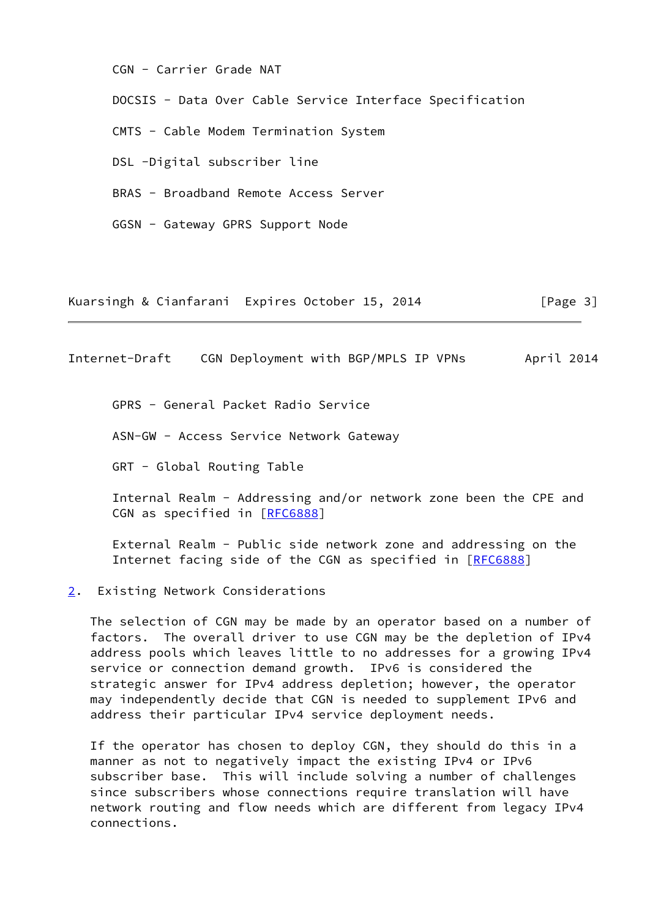CGN - Carrier Grade NAT

DOCSIS - Data Over Cable Service Interface Specification

CMTS - Cable Modem Termination System

DSL -Digital subscriber line

BRAS - Broadband Remote Access Server

GGSN - Gateway GPRS Support Node

GPRS - General Packet Radio Service

ASN-GW - Access Service Network Gateway

GRT - Global Routing Table

Internal Realm - Addressing and/or network zone been the CPE and CGN as specified in [RFC6888]

External Realm - Public side network zone and addressing on the Internet facing side of the CGN as specified in [RFC6888]

## 2. Existing Network Considerations

The selection of CGN may be made by an operator based on a number of factors. The overall driver to use CGN may be the depletion of IPv4 address pools which leaves little to no addresses for a growing IPv4 service or connection demand growth. IPv6 is considered the strategic answer for IPv4 address depletion; however, the operator may independently decide that CGN is needed to supplement IPv6 and address their particular IPv4 service deployment needs.

If the operator has chosen to deploy CGN, they should do this in a manner as not to negatively impact the existing IPv4 or IPv6 subscriber base. This will include solving a number of challenges since subscribers whose connections require translation will have network routing and flow needs which are different from legacy IPv4 connections.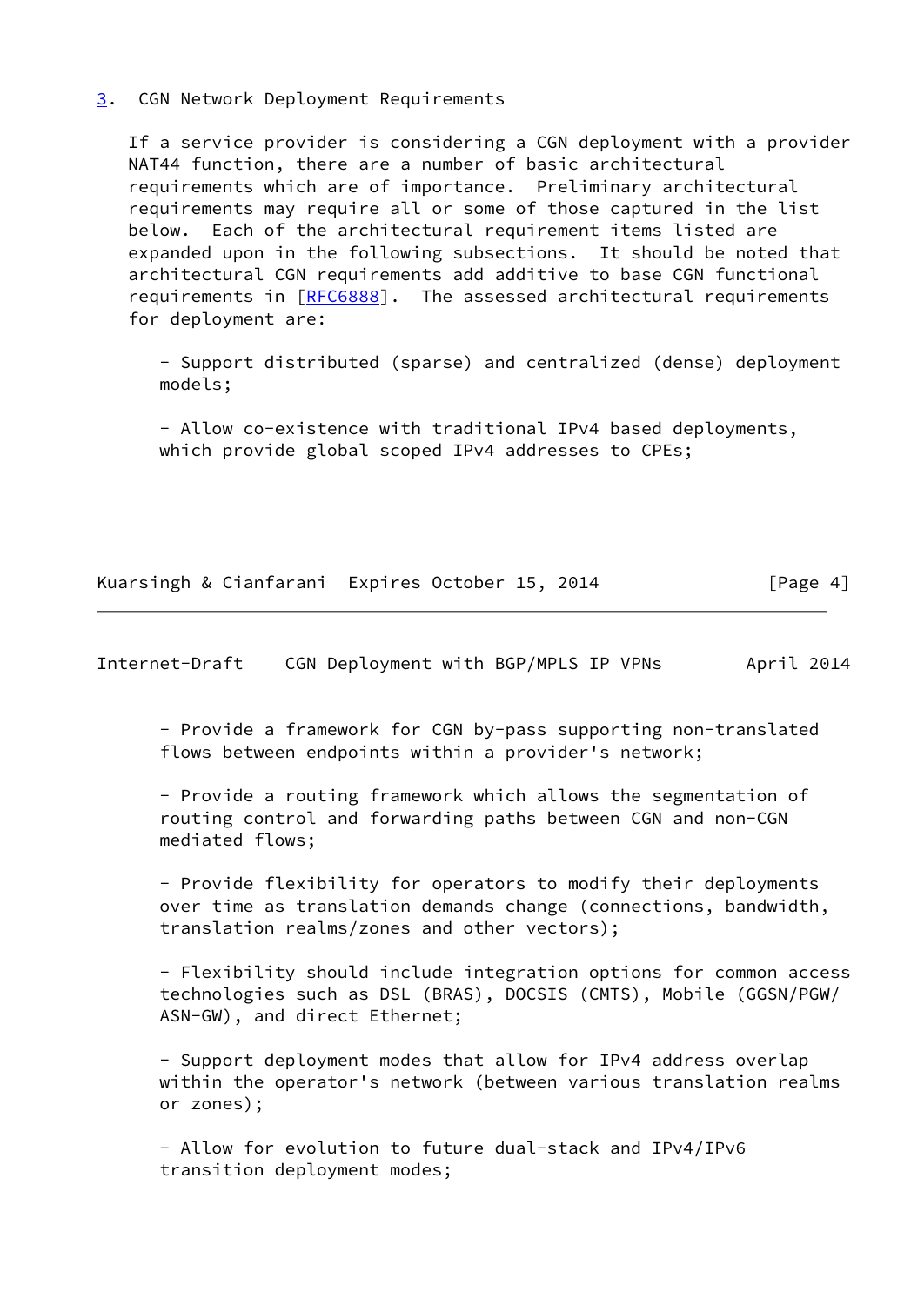## 3. CGN Network Deployment Requirements

If a service provider is considering a CGN deployment with a provider NAT44 function, there are a number of basic architectural requirements which are of importance. Preliminary architectural requirements may require all or some of those captured in the list below. Each of the architectural requirement items listed are expanded upon in the following subsections. It should be noted that architectural CGN requirements add additive to base CGN functional requirements in [RFC6888]. The assessed architectural requirements for deployment are:

- Support distributed (sparse) and centralized (dense) deployment models;

- Allow co-existence with traditional IPv4 based deployments, which provide global scoped IPv4 addresses to CPEs;

- Provide a framework for CGN by-pass supporting non-translated flows between endpoints within a provider's network;

- Provide a routing framework which allows the segmentation of routing control and forwarding paths between CGN and non-CGN mediated flows;

- Provide flexibility for operators to modify their deployments over time as translation demands change (connections, bandwidth, translation realms/zones and other vectors);

- Flexibility should include integration options for common access technologies such as DSL (BRAS), DOCSIS (CMTS), Mobile (GGSN/PGW/ASN-GW), and direct Ethernet;

- Support deployment modes that allow for IPv4 address overlap within the operator's network (between various translation realms or zones);

- Allow for evolution to future dual-stack and IPv4/IPv6 transition deployment modes;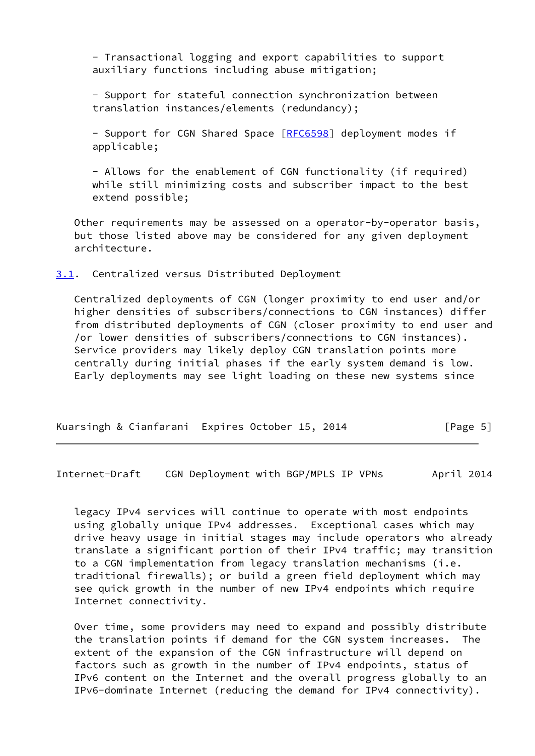- Transactional logging and export capabilities to support auxiliary functions including abuse mitigation;

- Support for stateful connection synchronization between translation instances/elements (redundancy);

- Support for CGN Shared Space [RFC6598] deployment modes if applicable;

- Allows for the enablement of CGN functionality (if required) while still minimizing costs and subscriber impact to the best extend possible;

Other requirements may be assessed on a operator-by-operator basis, but those listed above may be considered for any given deployment architecture.

## 3.1. Centralized versus Distributed Deployment

Centralized deployments of CGN (longer proximity to end user and/or higher densities of subscribers/connections to CGN instances) differ from distributed deployments of CGN (closer proximity to end user and /or lower densities of subscribers/connections to CGN instances). Service providers may likely deploy CGN translation points more centrally during initial phases if the early system demand is low. Early deployments may see light loading on these new systems since legacy IPv4 services will continue to operate with most endpoints using globally unique IPv4 addresses. Exceptional cases which may drive heavy usage in initial stages may include operators who already translate a significant portion of their IPv4 traffic; may transition to a CGN implementation from legacy translation mechanisms (i.e. traditional firewalls); or build a green field deployment which may see quick growth in the number of new IPv4 endpoints which require Internet connectivity.

Over time, some providers may need to expand and possibly distribute the translation points if demand for the CGN system increases. The extent of the expansion of the CGN infrastructure will depend on factors such as growth in the number of IPv4 endpoints, status of IPv6 content on the Internet and the overall progress globally to an IPv6-dominate Internet (reducing the demand for IPv4 connectivity).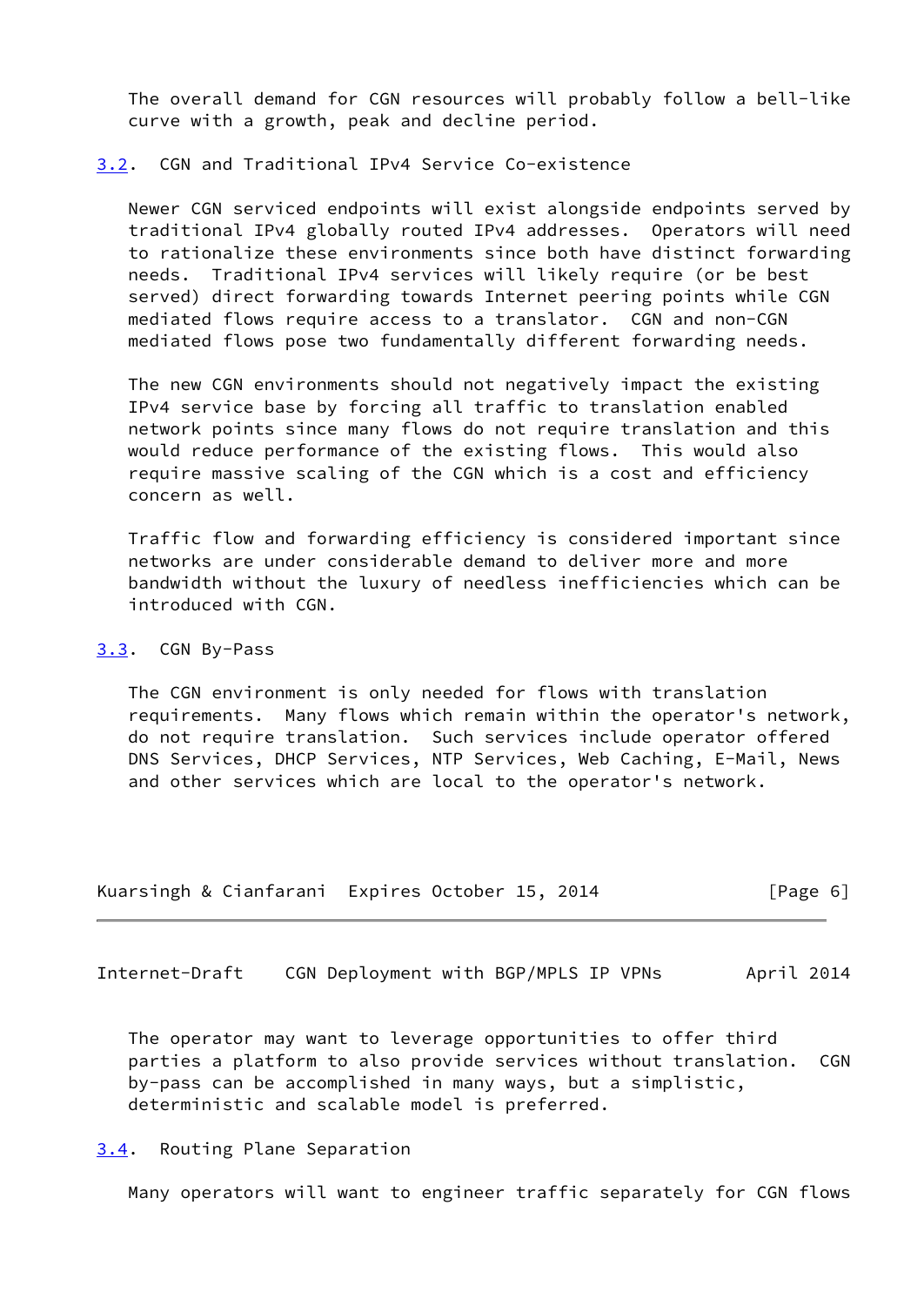The overall demand for CGN resources will probably follow a bell-like curve with a growth, peak and decline period.

### 3.2. CGN and Traditional IPv4 Service Co-existence

Newer CGN serviced endpoints will exist alongside endpoints served by traditional IPv4 globally routed IPv4 addresses. Operators will need to rationalize these environments since both have distinct forwarding needs. Traditional IPv4 services will likely require (or be best served) direct forwarding towards Internet peering points while CGN mediated flows require access to a translator. CGN and non-CGN mediated flows pose two fundamentally different forwarding needs.

The new CGN environments should not negatively impact the existing IPv4 service base by forcing all traffic to translation enabled network points since many flows do not require translation and this would reduce performance of the existing flows. This would also require massive scaling of the CGN which is a cost and efficiency concern as well.

Traffic flow and forwarding efficiency is considered important since networks are under considerable demand to deliver more and more bandwidth without the luxury of needless inefficiencies which can be introduced with CGN.

### 3.3. CGN By-Pass

The CGN environment is only needed for flows with translation requirements. Many flows which remain within the operator's network, do not require translation. Such services include operator offered DNS Services, DHCP Services, NTP Services, Web Caching, E-Mail, News and other services which are local to the operator's network.

The operator may want to leverage opportunities to offer third parties a platform to also provide services without translation. CGN by-pass can be accomplished in many ways, but a simplistic, deterministic and scalable model is preferred.

### 3.4. Routing Plane Separation

Many operators will want to engineer traffic separately for CGN flows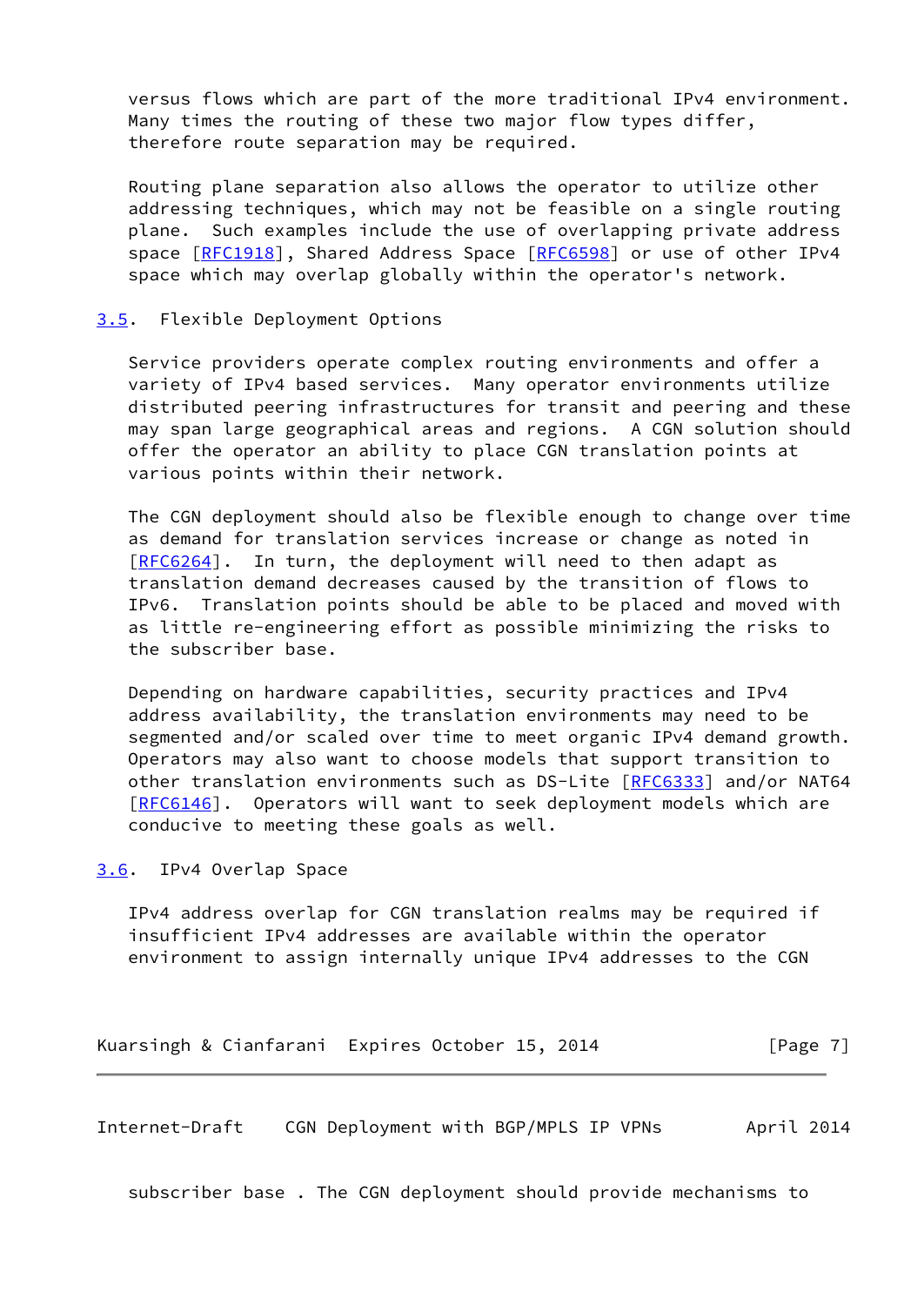versus flows which are part of the more traditional IPv4 environment. Many times the routing of these two major flow types differ, therefore route separation may be required.

Routing plane separation also allows the operator to utilize other addressing techniques, which may not be feasible on a single routing plane. Such examples include the use of overlapping private address space [RFC1918], Shared Address Space [RFC6598] or use of other IPv4 space which may overlap globally within the operator's network.

### 3.5. Flexible Deployment Options

Service providers operate complex routing environments and offer a variety of IPv4 based services. Many operator environments utilize distributed peering infrastructures for transit and peering and these may span large geographical areas and regions. A CGN solution should offer the operator an ability to place CGN translation points at various points within their network.

The CGN deployment should also be flexible enough to change over time as demand for translation services increase or change as noted in [RFC6264]. In turn, the deployment will need to then adapt as translation demand decreases caused by the transition of flows to IPv6. Translation points should be able to be placed and moved with as little re-engineering effort as possible minimizing the risks to the subscriber base.

Depending on hardware capabilities, security practices and IPv4 address availability, the translation environments may need to be segmented and/or scaled over time to meet organic IPv4 demand growth. Operators may also want to choose models that support transition to other translation environments such as DS-Lite [RFC6333] and/or NAT64 [RFC6146]. Operators will want to seek deployment models which are conducive to meeting these goals as well.

### 3.6. IPv4 Overlap Space

IPv4 address overlap for CGN translation realms may be required if insufficient IPv4 addresses are available within the operator environment to assign internally unique IPv4 addresses to the CGN subscriber base . The CGN deployment should provide mechanisms to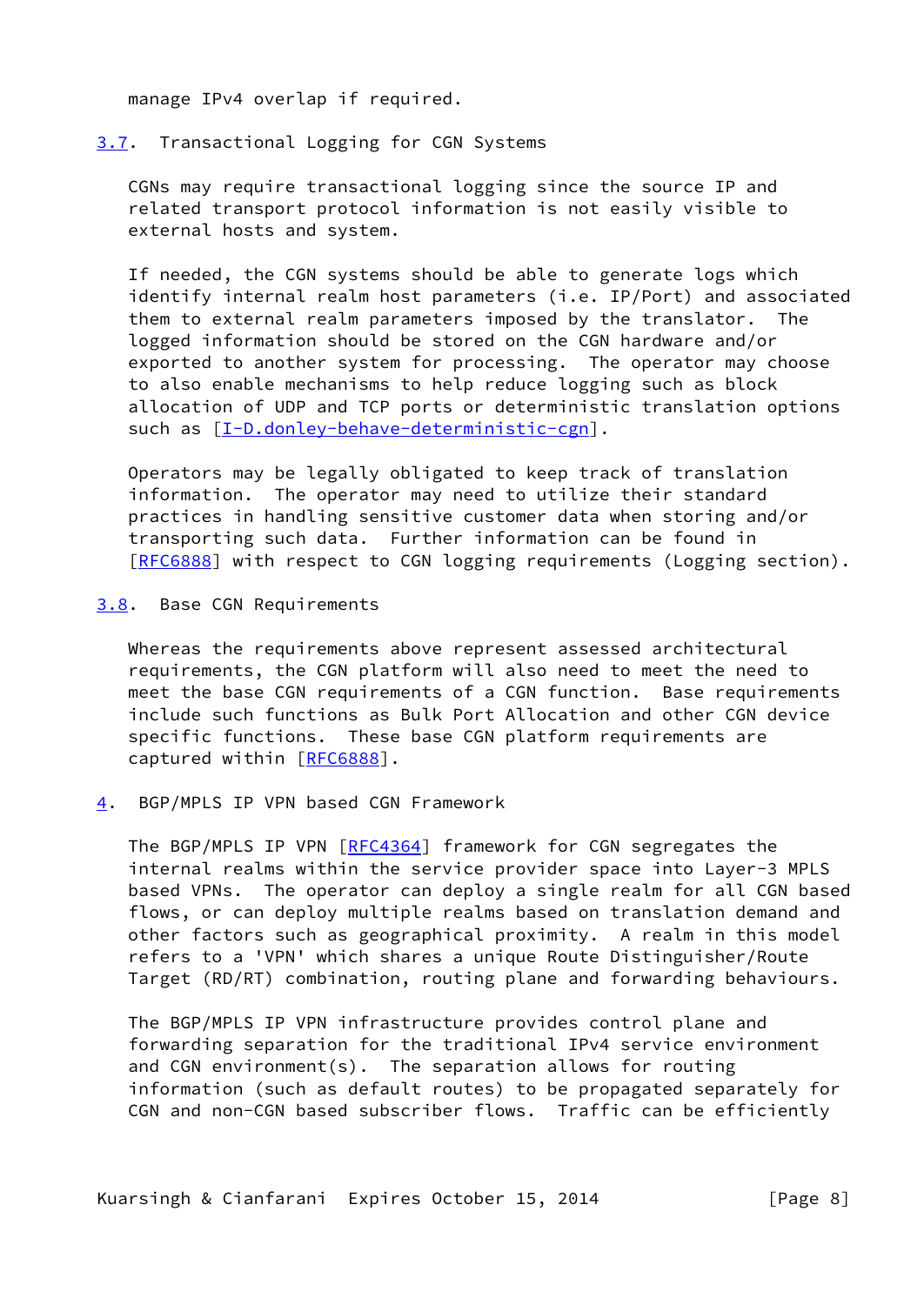manage IPv4 overlap if required.

### 3.7. Transactional Logging for CGN Systems

CGNs may require transactional logging since the source IP and related transport protocol information is not easily visible to external hosts and system.

If needed, the CGN systems should be able to generate logs which identify internal realm host parameters (i.e. IP/Port) and associated them to external realm parameters imposed by the translator. The logged information should be stored on the CGN hardware and/or exported to another system for processing. The operator may choose to also enable mechanisms to help reduce logging such as block allocation of UDP and TCP ports or deterministic translation options such as [I-D.donley-behave-deterministic-cgn].

Operators may be legally obligated to keep track of translation information. The operator may need to utilize their standard practices in handling sensitive customer data when storing and/or transporting such data. Further information can be found in [RFC6888] with respect to CGN logging requirements (Logging section).

### 3.8. Base CGN Requirements

Whereas the requirements above represent assessed architectural requirements, the CGN platform will also need to meet the need to meet the base CGN requirements of a CGN function. Base requirements include such functions as Bulk Port Allocation and other CGN device specific functions. These base CGN platform requirements are captured within [RFC6888].

## 4. BGP/MPLS IP VPN based CGN Framework

The BGP/MPLS IP VPN [RFC4364] framework for CGN segregates the internal realms within the service provider space into Layer-3 MPLS based VPNs. The operator can deploy a single realm for all CGN based flows, or can deploy multiple realms based on translation demand and other factors such as geographical proximity. A realm in this model refers to a 'VPN' which shares a unique Route Distinguisher/Route Target (RD/RT) combination, routing plane and forwarding behaviours.

The BGP/MPLS IP VPN infrastructure provides control plane and forwarding separation for the traditional IPv4 service environment and CGN environment(s). The separation allows for routing information (such as default routes) to be propagated separately for CGN and non-CGN based subscriber flows. Traffic can be efficiently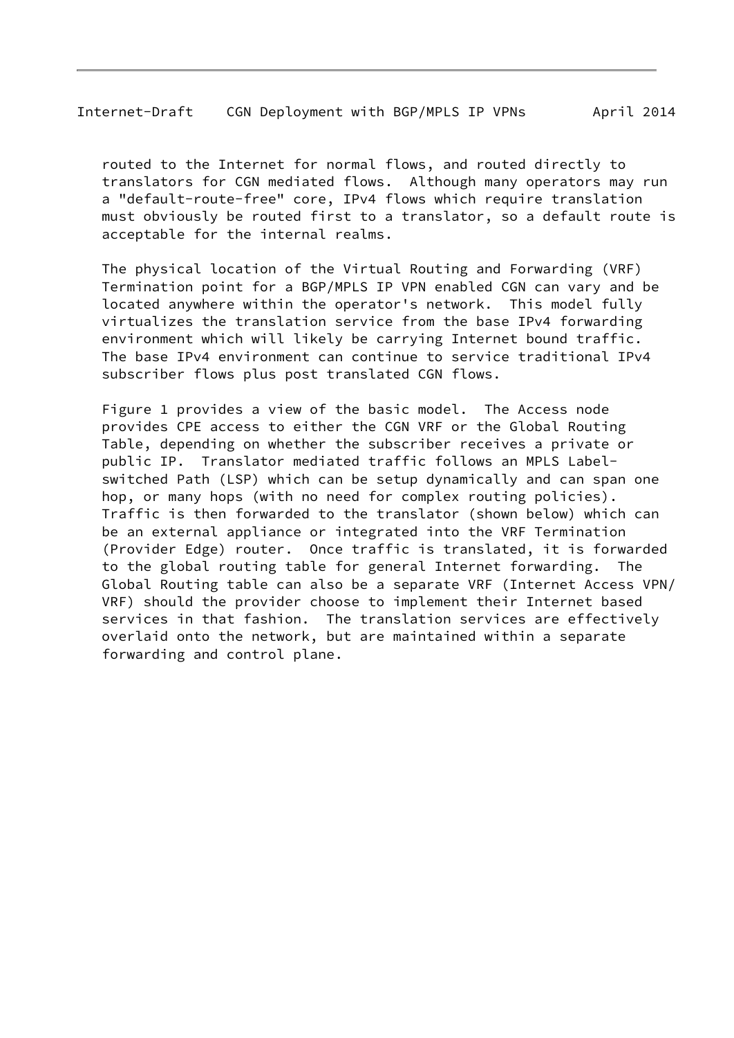routed to the Internet for normal flows, and routed directly to translators for CGN mediated flows. Although many operators may run a "default-route-free" core, IPv4 flows which require translation must obviously be routed first to a translator, so a default route is acceptable for the internal realms.

The physical location of the Virtual Routing and Forwarding (VRF) Termination point for a BGP/MPLS IP VPN enabled CGN can vary and be located anywhere within the operator's network. This model fully virtualizes the translation service from the base IPv4 forwarding environment which will likely be carrying Internet bound traffic. The base IPv4 environment can continue to service traditional IPv4 subscriber flows plus post translated CGN flows.

Figure 1 provides a view of the basic model. The Access node provides CPE access to either the CGN VRF or the Global Routing Table, depending on whether the subscriber receives a private or public IP. Translator mediated traffic follows an MPLS Label-switched Path (LSP) which can be setup dynamically and can span one hop, or many hops (with no need for complex routing policies). Traffic is then forwarded to the translator (shown below) which can be an external appliance or integrated into the VRF Termination (Provider Edge) router. Once traffic is translated, it is forwarded to the global routing table for general Internet forwarding. The Global Routing table can also be a separate VRF (Internet Access VPN/ VRF) should the provider choose to implement their Internet based services in that fashion. The translation services are effectively overlaid onto the network, but are maintained within a separate forwarding and control plane.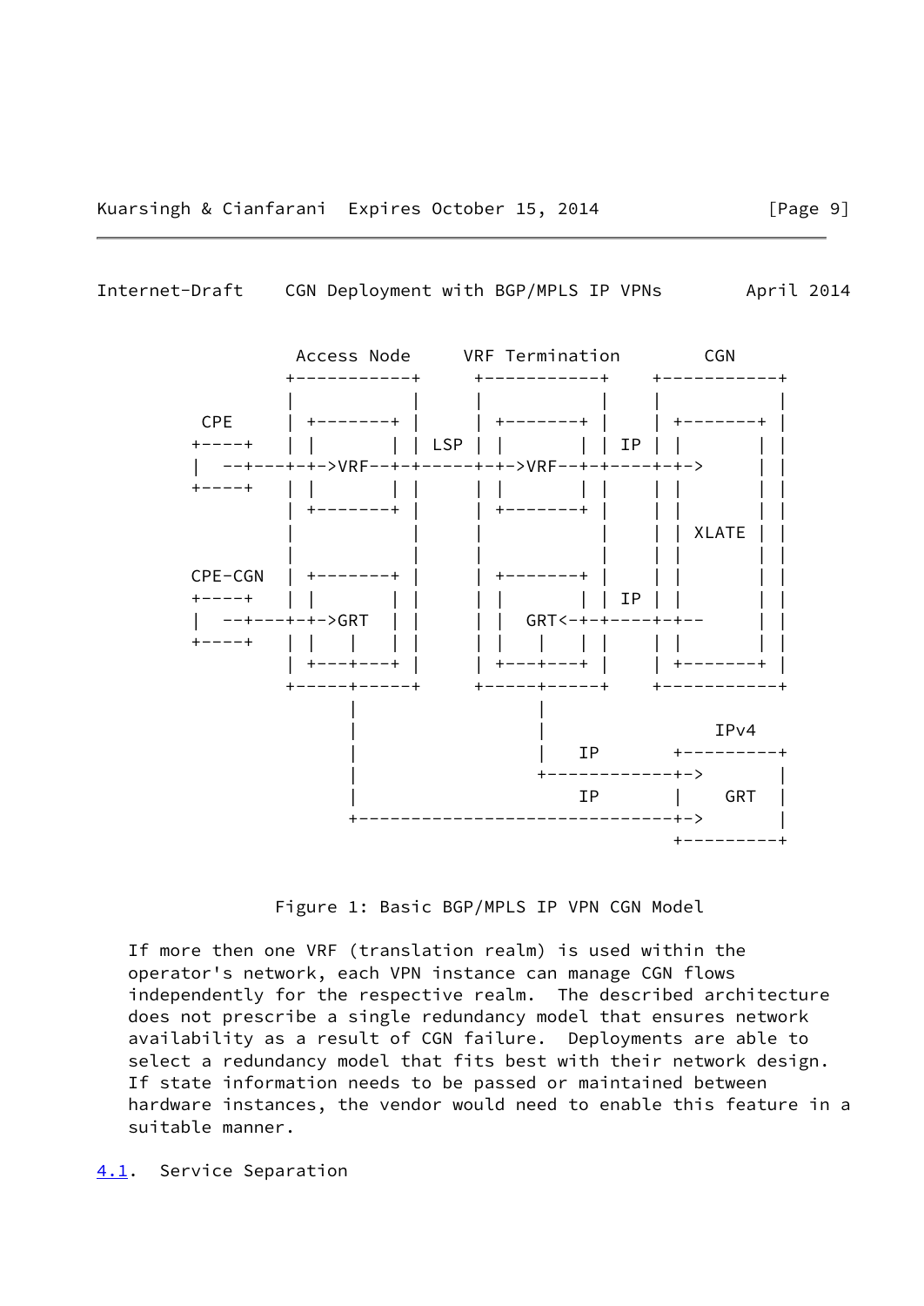```
              Access Node     VRF Termination       CGN
             +-----------+     +-----------+    +-----------+
             |           |     |           |    |           |
     CPE     | +-------+ |     | +-------+ |    | +-------+ |
    +----+   | |       | | LSP | |       | | IP | |       | |
    |  --+---+-+->VRF--+-+-----+-+->VRF--+-+----+-+->     | |
    +----+   | |       | |     | |       | |    | |       | |
             | +-------+ |     | +-------+ |    | |       | |
             |           |     |           |    | | XLATE | |
             |           |     |           |    | |       | |
    CPE-CGN  | +-------+ |     | +-------+ |    | |       | |
    +----+   | |       | |     | |       | | IP | |       | |
    |  --+---+-+->GRT  | |     | |  GRT<-+-+----+-+--     | |
    +----+   | |   |   | |     | |   |   | |    | |       | |
             | +---+---+ |     | +---+---+ |    | +-------+ |
             +-----+-----+     +-----+-----+    +-----------+
                   |                 |
                   |                 |                 IPv4
                   |                 |   IP       +---------+
                   |                 +------------+->       |
                   |                     IP       |   GRT   |
                   +------------------------------+->       |
                                                  +---------+
```

Figure 1: Basic BGP/MPLS IP VPN CGN Model

If more then one VRF (translation realm) is used within the operator's network, each VPN instance can manage CGN flows independently for the respective realm. The described architecture does not prescribe a single redundancy model that ensures network availability as a result of CGN failure. Deployments are able to select a redundancy model that fits best with their network design. If state information needs to be passed or maintained between hardware instances, the vendor would need to enable this feature in a suitable manner.

## 4.1. Service Separation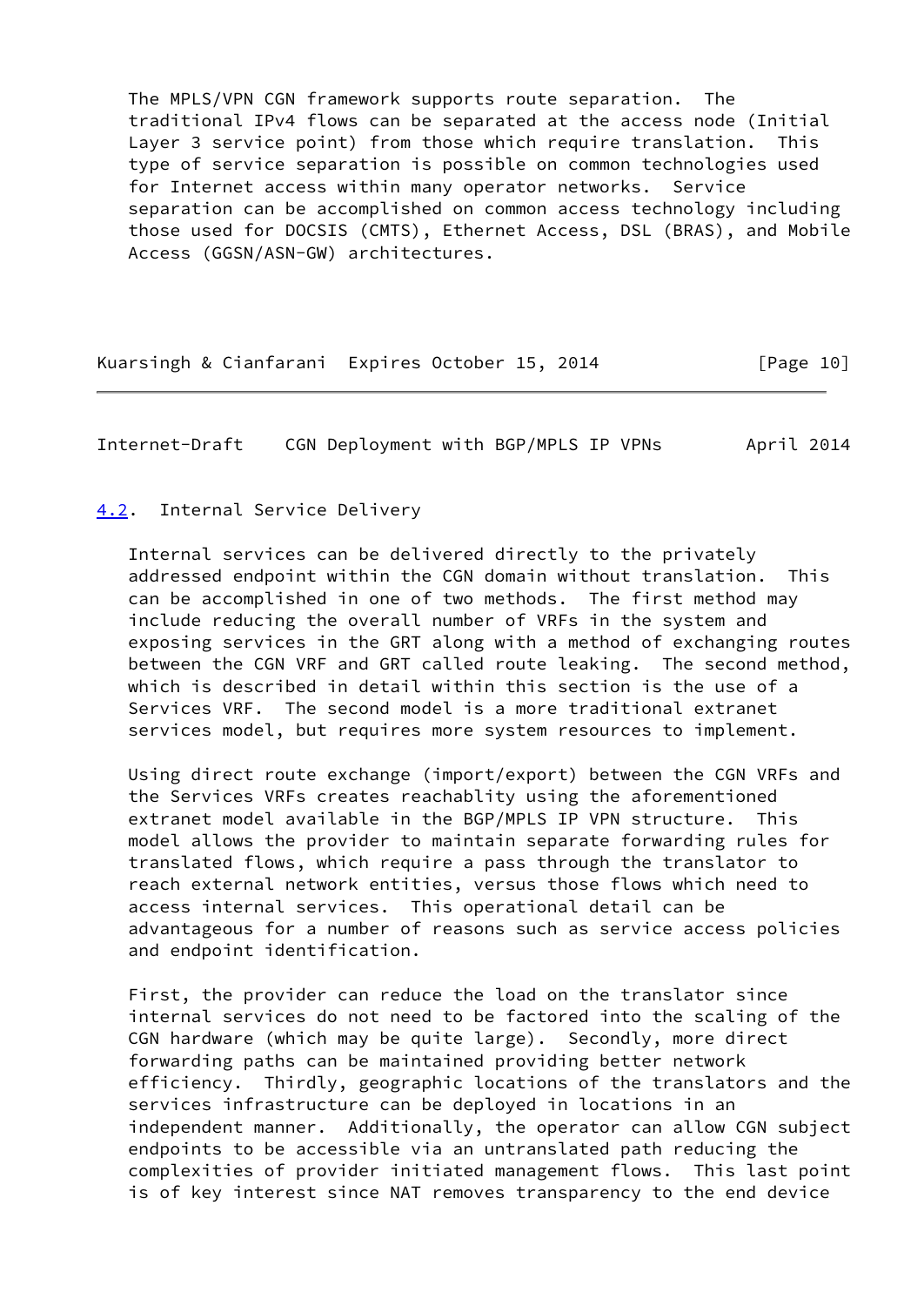The MPLS/VPN CGN framework supports route separation. The traditional IPv4 flows can be separated at the access node (Initial Layer 3 service point) from those which require translation. This type of service separation is possible on common technologies used for Internet access within many operator networks. Service separation can be accomplished on common access technology including those used for DOCSIS (CMTS), Ethernet Access, DSL (BRAS), and Mobile Access (GGSN/ASN-GW) architectures.

### 4.2. Internal Service Delivery

Internal services can be delivered directly to the privately addressed endpoint within the CGN domain without translation. This can be accomplished in one of two methods. The first method may include reducing the overall number of VRFs in the system and exposing services in the GRT along with a method of exchanging routes between the CGN VRF and GRT called route leaking. The second method, which is described in detail within this section is the use of a Services VRF. The second model is a more traditional extranet services model, but requires more system resources to implement.

Using direct route exchange (import/export) between the CGN VRFs and the Services VRFs creates reachablity using the aforementioned extranet model available in the BGP/MPLS IP VPN structure. This model allows the provider to maintain separate forwarding rules for translated flows, which require a pass through the translator to reach external network entities, versus those flows which need to access internal services. This operational detail can be advantageous for a number of reasons such as service access policies and endpoint identification.

First, the provider can reduce the load on the translator since internal services do not need to be factored into the scaling of the CGN hardware (which may be quite large). Secondly, more direct forwarding paths can be maintained providing better network efficiency. Thirdly, geographic locations of the translators and the services infrastructure can be deployed in locations in an independent manner. Additionally, the operator can allow CGN subject endpoints to be accessible via an untranslated path reducing the complexities of provider initiated management flows. This last point is of key interest since NAT removes transparency to the end device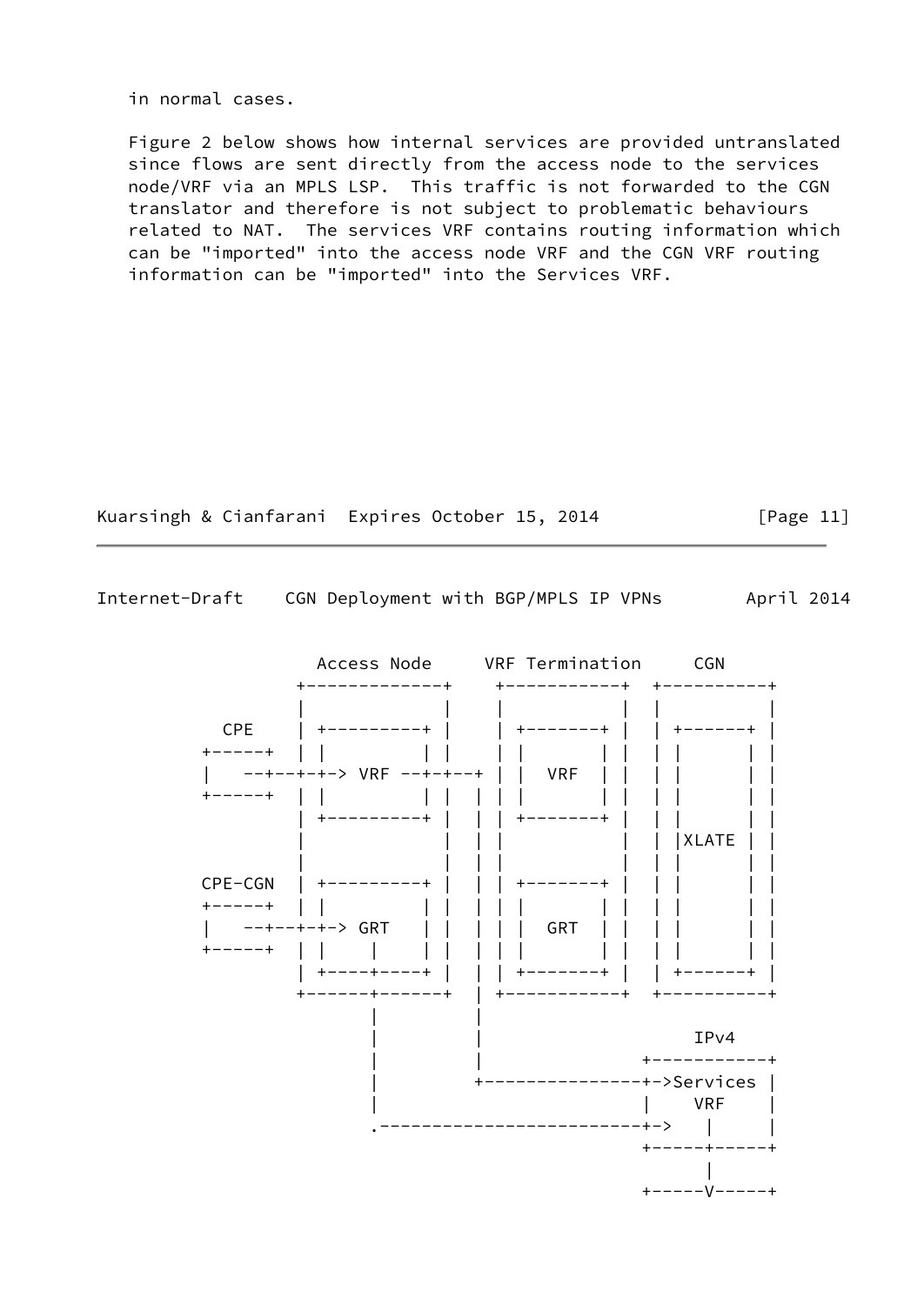in normal cases.

Figure 2 below shows how internal services are provided untranslated since flows are sent directly from the access node to the services node/VRF via an MPLS LSP. This traffic is not forwarded to the CGN translator and therefore is not subject to problematic behaviours related to NAT. The services VRF contains routing information which can be "imported" into the access node VRF and the CGN VRF routing information can be "imported" into the Services VRF.

```
                Access Node     VRF Termination     CGN
              +-------------+    +-----------+  +----------+
              |             |    |           |  |          |
      CPE     | +---------+ |    | +-------+ |  | +------+ |
    +-----+   | |         | |    | |       | |  | |      | |
    |   --+--+-+-> VRF  --+-+---+ | |  VRF  | |  | |      | |
    +-----+   | |         | |  | | |       | |  | |      | |
              | +---------+ |  | | +-------+ |  | |      | |
              |             |  | |           |  | |XLATE | |
              |             |  | |           |  | |      | |
    CPE-CGN   | +---------+ |  | | +-------+ |  | |      | |
    +-----+   | |         | |  | | |       | |  | |      | |
    |   --+--+-+-> GRT    | |  | | |  GRT  | |  | |      | |
    +-----+   | |    |    | |  | | |       | |  | |      | |
              | +----+----+ |  | | +-------+ |  | +------+ |
              +------+------+  | +-----------+  +----------+
                     |         |
                     |         |                    IPv4
                     |         |                +-----------+
                     |         +----------------+->Services |
                     |                          |    VRF    |
                     .--------------------------+->   |     |
                                                +-----+-----+
                                                      |
                                                +-----V-----+
```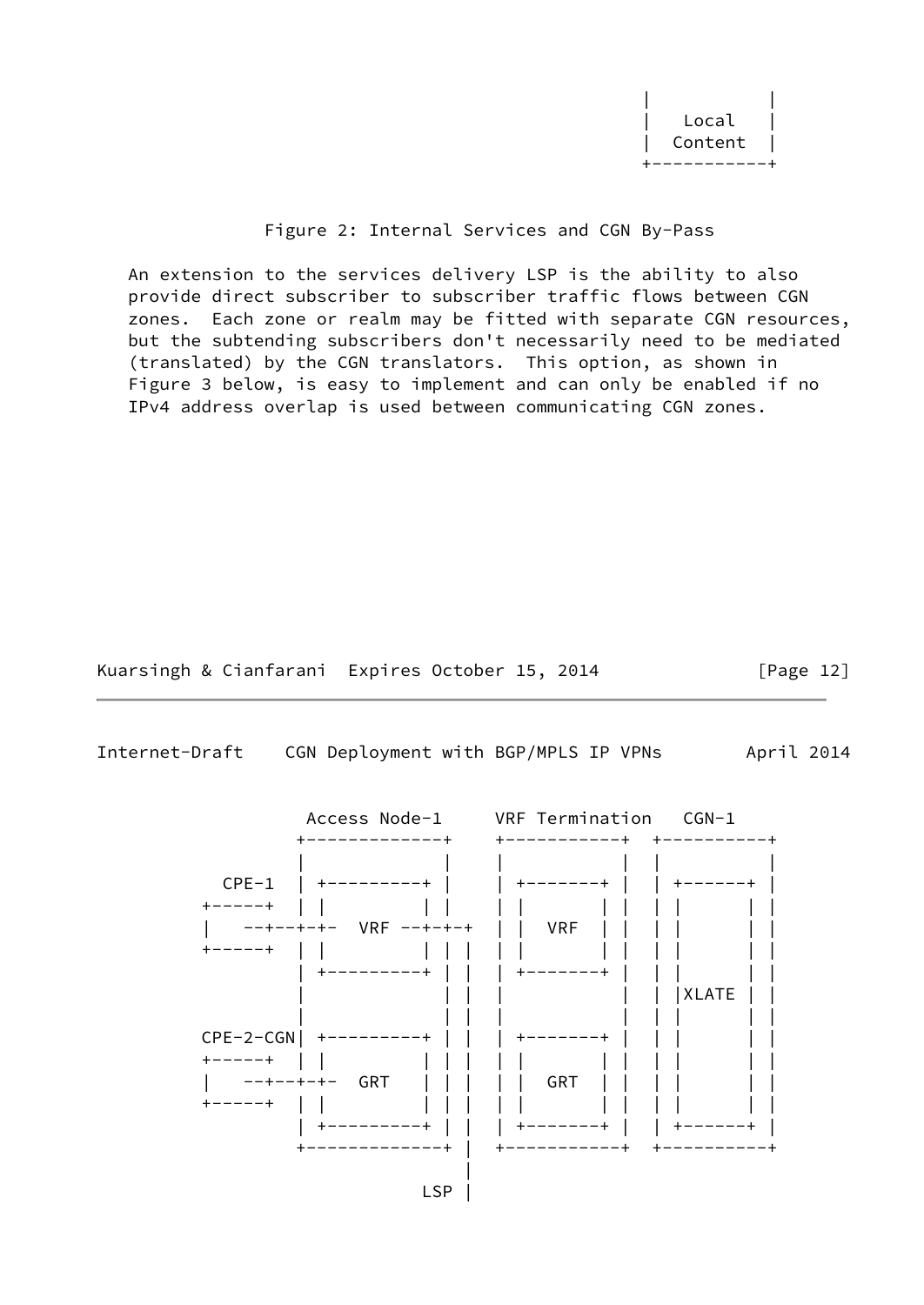```
                                                |           |
                                                |   Local   |
                                                |  Content  |
                                                +-----------+
```

Figure 2: Internal Services and CGN By-Pass

An extension to the services delivery LSP is the ability to also provide direct subscriber to subscriber traffic flows between CGN zones. Each zone or realm may be fitted with separate CGN resources, but the subtending subscribers don't necessarily need to be mediated (translated) by the CGN translators. This option, as shown in Figure 3 below, is easy to implement and can only be enabled if no IPv4 address overlap is used between communicating CGN zones.

```
              Access Node-1     VRF Termination   CGN-1
             +-------------+    +-----------+  +----------+
             |             |    |           |  |          |
     CPE-1   | +---------+ |    | +-------+ |  | +------+ |
   +-----+   | |         | |    | |       | |  | |      | |
   |   --+--+-+-  VRF --+-+-+   | |  VRF  | |  | |      | |
   +-----+   | |         | | |  | |       | |  | |      | |
             | +---------+ | |  | +-------+ |  | |      | |
             |             | |  |           |  | |XLATE | |
             |             | |  |           |  | |      | |
   CPE-2-CGN| +---------+ | |  | +-------+ |  | |      | |
   +-----+   | |         | | |  | |       | |  | |      | |
   |   --+--+-+-  GRT   | | |  | |  GRT  | |  | |      | |
   +-----+   | |         | | |  | |       | |  | |      | |
             | +---------+ | |  | +-------+ |  | +------+ |
             +-------------+ |  +-----------+  +----------+
                             |
                         LSP |
```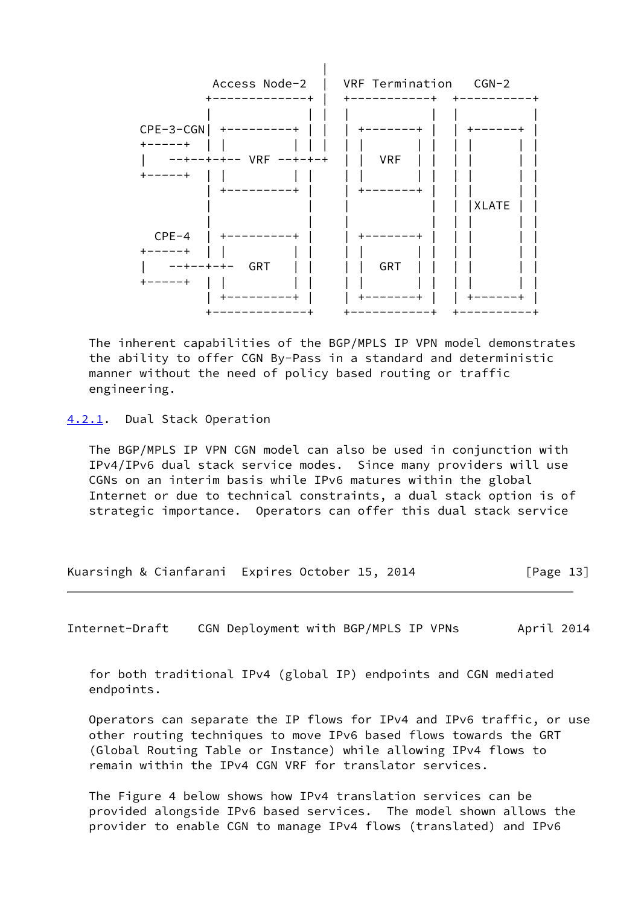```
                            |
            Access Node-2   |  VRF Termination   CGN-2
           +-------------+  |  +-----------+  +----------+
           |             |  |  |           |  |          |
 CPE-3-CGN|  +---------+ |  |  | +-------+ |  | +------+ |
 +-----+  |  |         | |  |  | |       | |  | |      | |
 |   --+--+-+-- VRF --+-+-+  | |  VRF  | |  | |      | |
 +-----+  |  |         | |     | |       | |  | |      | |
           | +---------+ |     | +-------+ |  | |      | |
           |             |     |           |  | |XLATE | |
           |             |     |           |  | |      | |
   CPE-4   | +---------+ |     | +-------+ |  | |      | |
 +-----+  |  |         | |     | |       | |  | |      | |
 |   --+--+-+-  GRT    | |     | |  GRT  | |  | |      | |
 +-----+  |  |         | |     | |       | |  | |      | |
           | +---------+ |     | +-------+ |  | +------+ |
           +-------------+     +-----------+  +----------+
```

The inherent capabilities of the BGP/MPLS IP VPN model demonstrates the ability to offer CGN By-Pass in a standard and deterministic manner without the need of policy based routing or traffic engineering.

### 4.2.1. Dual Stack Operation

The BGP/MPLS IP VPN CGN model can also be used in conjunction with IPv4/IPv6 dual stack service modes. Since many providers will use CGNs on an interim basis while IPv6 matures within the global Internet or due to technical constraints, a dual stack option is of strategic importance. Operators can offer this dual stack service for both traditional IPv4 (global IP) endpoints and CGN mediated endpoints.

Operators can separate the IP flows for IPv4 and IPv6 traffic, or use other routing techniques to move IPv6 based flows towards the GRT (Global Routing Table or Instance) while allowing IPv4 flows to remain within the IPv4 CGN VRF for translator services.

The Figure 4 below shows how IPv4 translation services can be provided alongside IPv6 based services. The model shown allows the provider to enable CGN to manage IPv4 flows (translated) and IPv6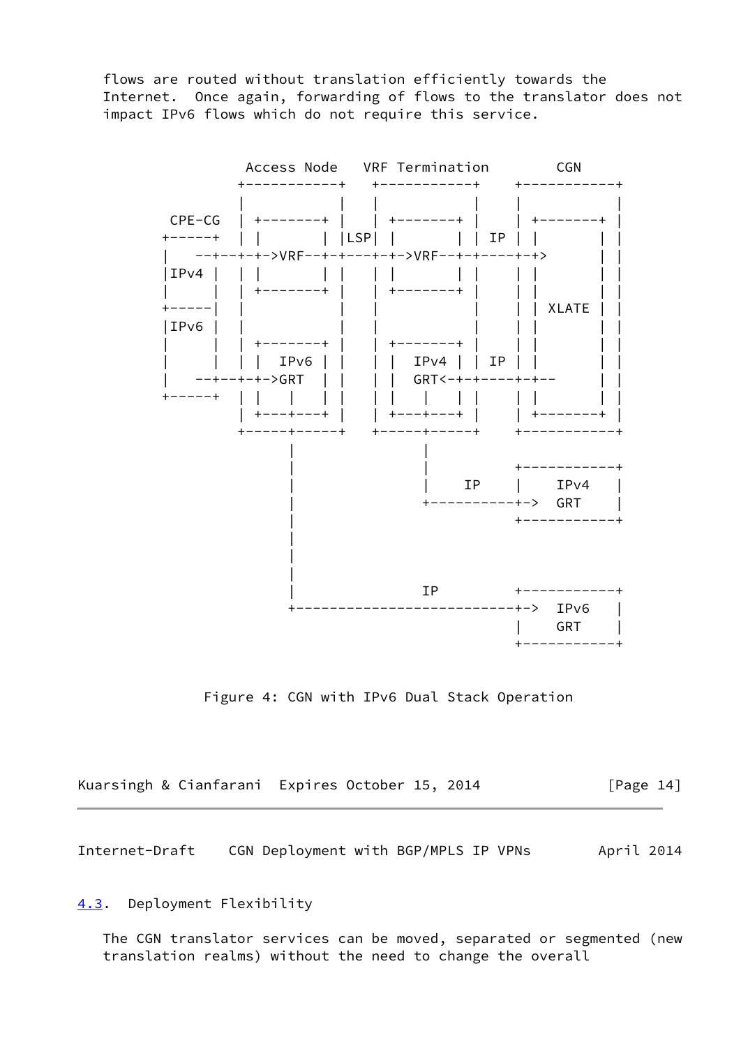flows are routed without translation efficiently towards the Internet. Once again, forwarding of flows to the translator does not impact IPv6 flows which do not require this service.

```
           Access Node   VRF Termination       CGN
          +-----------+   +-----------+    +-----------+
          |           |   |           |    |           |
 CPE-CG   | +-------+ |   | +-------+ |    | +-------+ |
+-----+   | |       | |LSP| |       | | IP | |       | |
|   --+--+-+->VRF--+-+---+-+->VRF--+-+----+-+>      | |
|IPv4 |   | |       | |   | |       | |    | |       | |
|     |   | +-------+ |   | +-------+ |    | |       | |
+-----|   |           |   |           |    | | XLATE | |
|IPv6 |   |           |   |           |    | |       | |
|     |   | +-------+ |   | +-------+ |    | |       | |
|     |   | |  IPv6 | |   | |  IPv4 | | IP | |       | |
|   --+--+-+->GRT   | |   | |  GRT<-+-+----+-+--     | |
+-----+   | |   |   | |   | |   |   | |    | |       | |
          | +---+---+ |   | +---+---+ |    | +-------+ |
          +-----+-----+   +-----+-----+    +-----------+
                |               |
                |               |          +-----------+
                |               |    IP    |    IPv4   |
                |               +----------+->  GRT    |
                |                          +-----------+
                |
                |
                |
                |               IP         +-----------+
                +--------------------------+->  IPv6   |
                                           |    GRT    |
                                           +-----------+
```

Figure 4: CGN with IPv6 Dual Stack Operation

## 4.3. Deployment Flexibility

The CGN translator services can be moved, separated or segmented (new translation realms) without the need to change the overall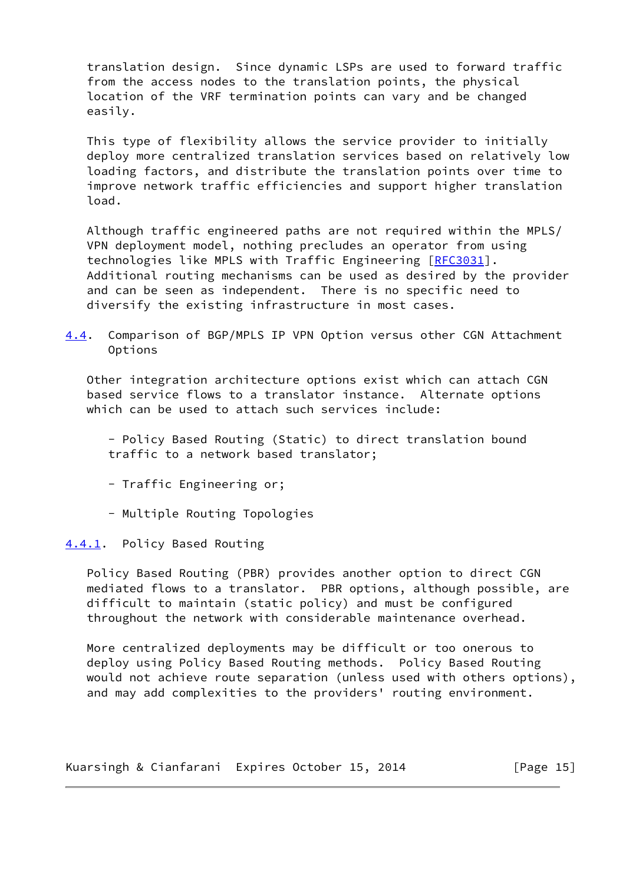translation design. Since dynamic LSPs are used to forward traffic from the access nodes to the translation points, the physical location of the VRF termination points can vary and be changed easily.

This type of flexibility allows the service provider to initially deploy more centralized translation services based on relatively low loading factors, and distribute the translation points over time to improve network traffic efficiencies and support higher translation load.

Although traffic engineered paths are not required within the MPLS/VPN deployment model, nothing precludes an operator from using technologies like MPLS with Traffic Engineering [RFC3031]. Additional routing mechanisms can be used as desired by the provider and can be seen as independent. There is no specific need to diversify the existing infrastructure in most cases.

### 4.4. Comparison of BGP/MPLS IP VPN Option versus other CGN Attachment Options

Other integration architecture options exist which can attach CGN based service flows to a translator instance. Alternate options which can be used to attach such services include:

- Policy Based Routing (Static) to direct translation bound traffic to a network based translator;
- Traffic Engineering or;
- Multiple Routing Topologies

#### 4.4.1. Policy Based Routing

Policy Based Routing (PBR) provides another option to direct CGN mediated flows to a translator. PBR options, although possible, are difficult to maintain (static policy) and must be configured throughout the network with considerable maintenance overhead.

More centralized deployments may be difficult or too onerous to deploy using Policy Based Routing methods. Policy Based Routing would not achieve route separation (unless used with others options), and may add complexities to the providers' routing environment.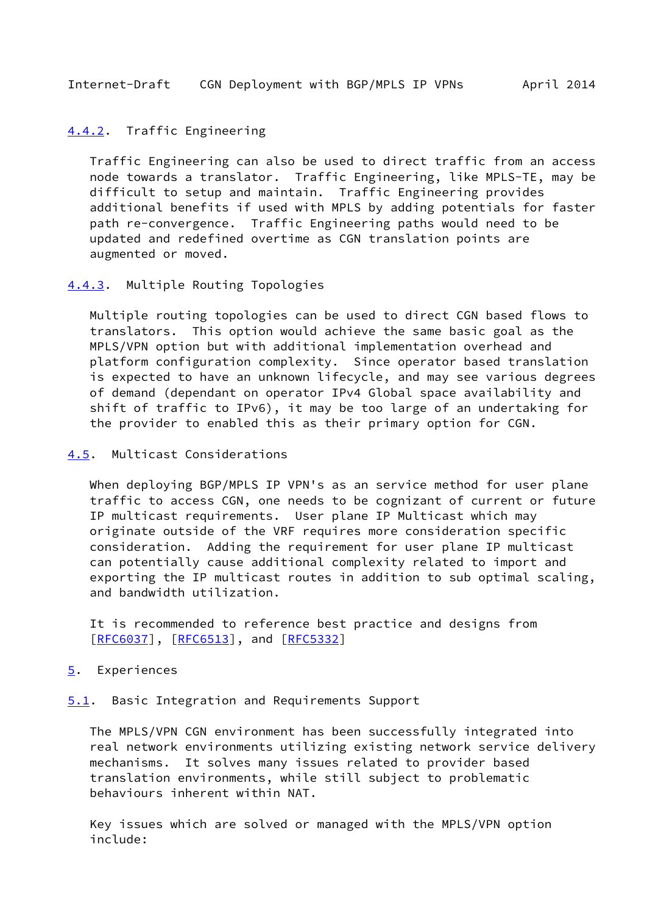#### 4.4.2. Traffic Engineering

Traffic Engineering can also be used to direct traffic from an access node towards a translator. Traffic Engineering, like MPLS-TE, may be difficult to setup and maintain. Traffic Engineering provides additional benefits if used with MPLS by adding potentials for faster path re-convergence. Traffic Engineering paths would need to be updated and redefined overtime as CGN translation points are augmented or moved.

#### 4.4.3. Multiple Routing Topologies

Multiple routing topologies can be used to direct CGN based flows to translators. This option would achieve the same basic goal as the MPLS/VPN option but with additional implementation overhead and platform configuration complexity. Since operator based translation is expected to have an unknown lifecycle, and may see various degrees of demand (dependant on operator IPv4 Global space availability and shift of traffic to IPv6), it may be too large of an undertaking for the provider to enabled this as their primary option for CGN.

### 4.5. Multicast Considerations

When deploying BGP/MPLS IP VPN's as an service method for user plane traffic to access CGN, one needs to be cognizant of current or future IP multicast requirements. User plane IP Multicast which may originate outside of the VRF requires more consideration specific consideration. Adding the requirement for user plane IP multicast can potentially cause additional complexity related to import and exporting the IP multicast routes in addition to sub optimal scaling, and bandwidth utilization.

It is recommended to reference best practice and designs from [RFC6037], [RFC6513], and [RFC5332]

## 5. Experiences

### 5.1. Basic Integration and Requirements Support

The MPLS/VPN CGN environment has been successfully integrated into real network environments utilizing existing network service delivery mechanisms. It solves many issues related to provider based translation environments, while still subject to problematic behaviours inherent within NAT.

Key issues which are solved or managed with the MPLS/VPN option include: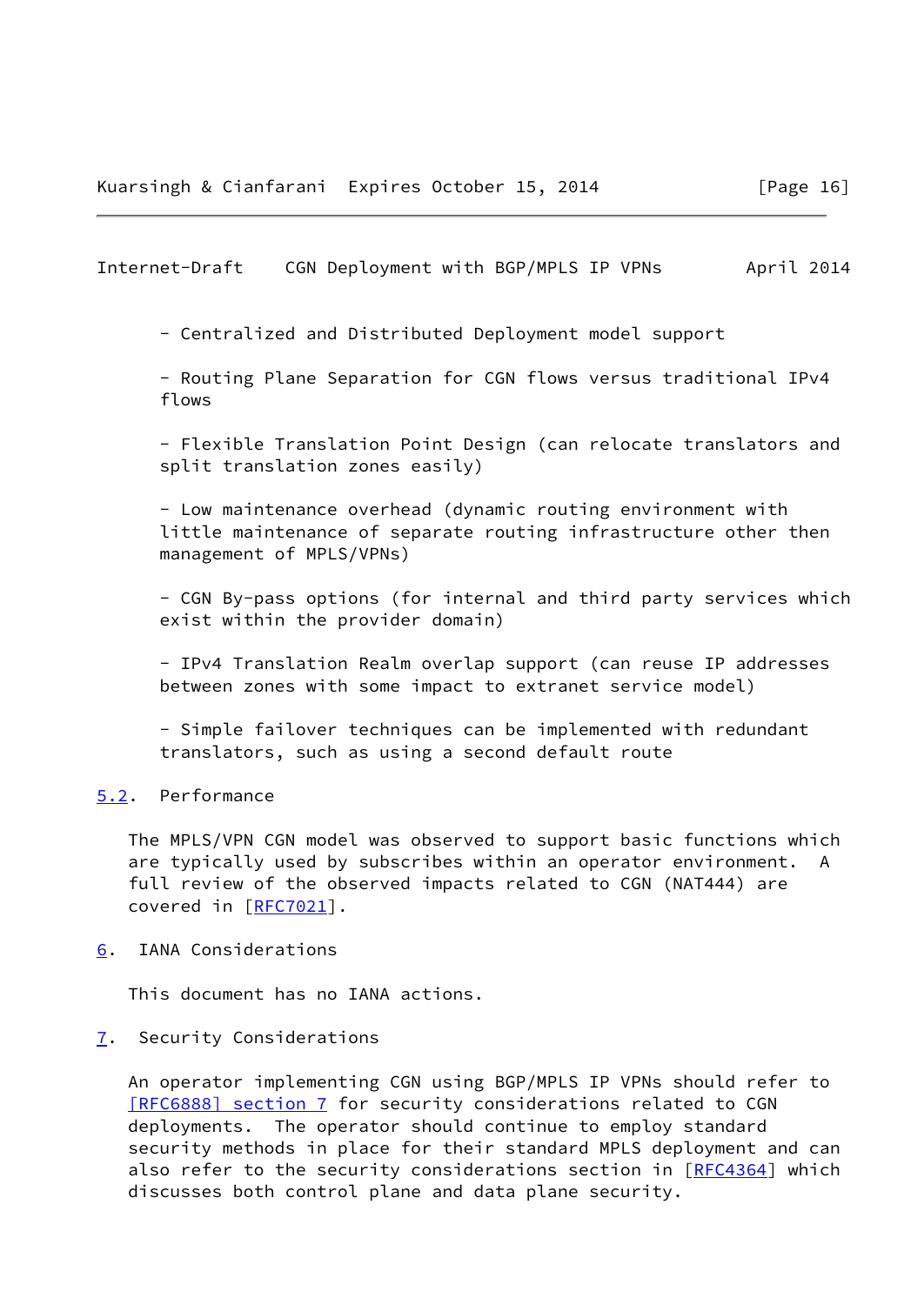- Centralized and Distributed Deployment model support

- Routing Plane Separation for CGN flows versus traditional IPv4 flows

- Flexible Translation Point Design (can relocate translators and split translation zones easily)

- Low maintenance overhead (dynamic routing environment with little maintenance of separate routing infrastructure other then management of MPLS/VPNs)

- CGN By-pass options (for internal and third party services which exist within the provider domain)

- IPv4 Translation Realm overlap support (can reuse IP addresses between zones with some impact to extranet service model)

- Simple failover techniques can be implemented with redundant translators, such as using a second default route

### 5.2. Performance

The MPLS/VPN CGN model was observed to support basic functions which are typically used by subscribes within an operator environment. A full review of the observed impacts related to CGN (NAT444) are covered in [RFC7021].

## 6. IANA Considerations

This document has no IANA actions.

## 7. Security Considerations

An operator implementing CGN using BGP/MPLS IP VPNs should refer to [RFC6888] section 7 for security considerations related to CGN deployments. The operator should continue to employ standard security methods in place for their standard MPLS deployment and can also refer to the security considerations section in [RFC4364] which discusses both control plane and data plane security.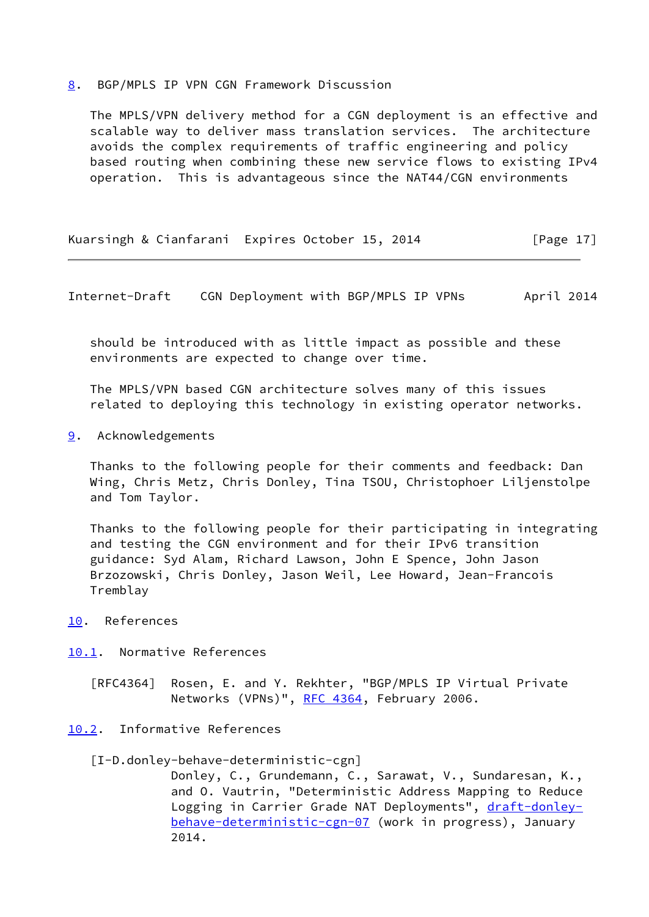## 8. BGP/MPLS IP VPN CGN Framework Discussion

The MPLS/VPN delivery method for a CGN deployment is an effective and scalable way to deliver mass translation services. The architecture avoids the complex requirements of traffic engineering and policy based routing when combining these new service flows to existing IPv4 operation. This is advantageous since the NAT44/CGN environments should be introduced with as little impact as possible and these environments are expected to change over time.

The MPLS/VPN based CGN architecture solves many of this issues related to deploying this technology in existing operator networks.

## 9. Acknowledgements

Thanks to the following people for their comments and feedback: Dan Wing, Chris Metz, Chris Donley, Tina TSOU, Christophoer Liljenstolpe and Tom Taylor.

Thanks to the following people for their participating in integrating and testing the CGN environment and for their IPv6 transition guidance: Syd Alam, Richard Lawson, John E Spence, John Jason Brzozowski, Chris Donley, Jason Weil, Lee Howard, Jean-Francois Tremblay

## 10. References

### 10.1. Normative References

[RFC4364] Rosen, E. and Y. Rekhter, "BGP/MPLS IP Virtual Private Networks (VPNs)", RFC 4364, February 2006.

### 10.2. Informative References

[I-D.donley-behave-deterministic-cgn]
Donley, C., Grundemann, C., Sarawat, V., Sundaresan, K., and O. Vautrin, "Deterministic Address Mapping to Reduce Logging in Carrier Grade NAT Deployments", draft-donley-behave-deterministic-cgn-07 (work in progress), January 2014.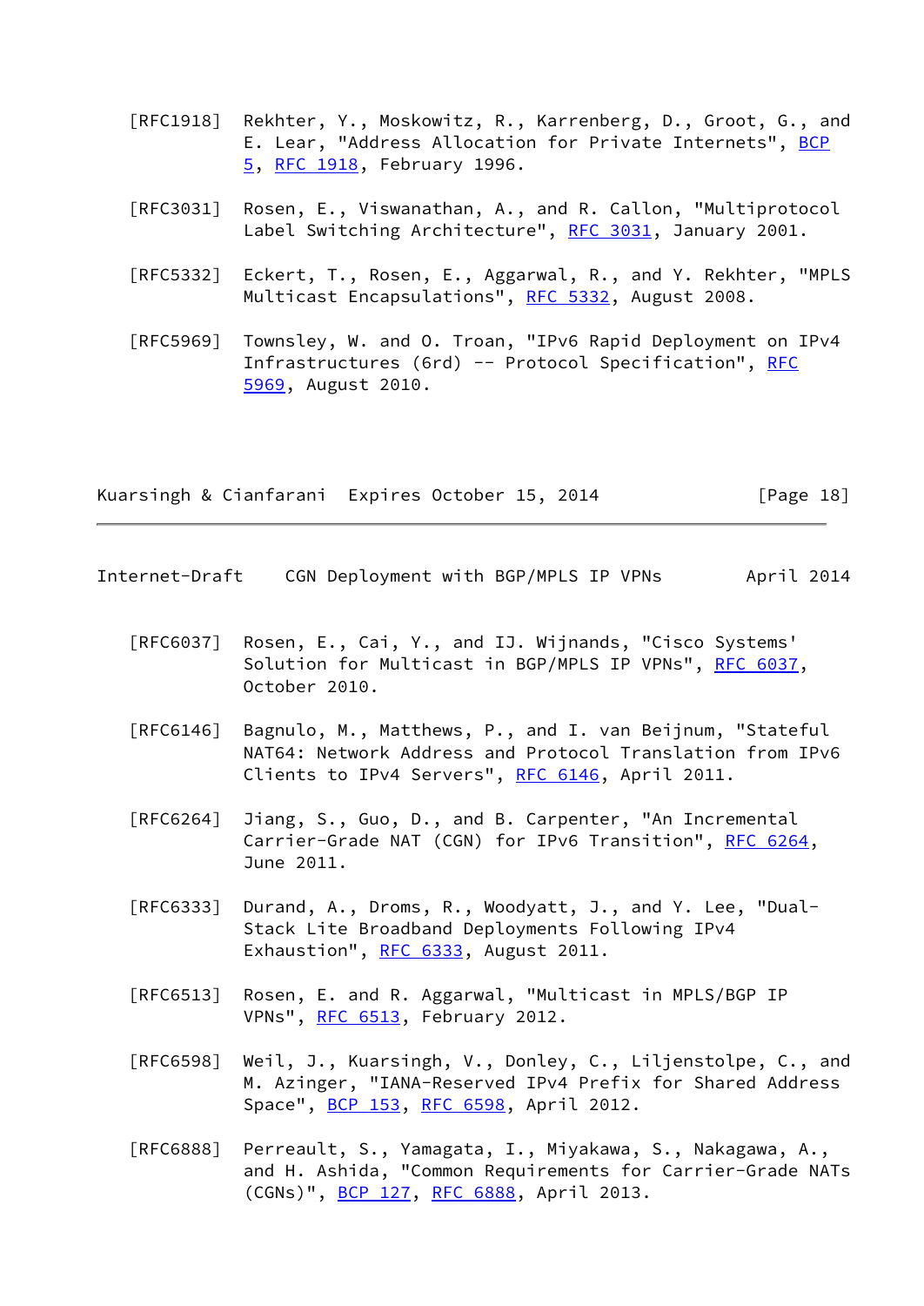[RFC1918] Rekhter, Y., Moskowitz, R., Karrenberg, D., Groot, G., and E. Lear, "Address Allocation for Private Internets", BCP 5, RFC 1918, February 1996.

[RFC3031] Rosen, E., Viswanathan, A., and R. Callon, "Multiprotocol Label Switching Architecture", RFC 3031, January 2001.

[RFC5332] Eckert, T., Rosen, E., Aggarwal, R., and Y. Rekhter, "MPLS Multicast Encapsulations", RFC 5332, August 2008.

[RFC5969] Townsley, W. and O. Troan, "IPv6 Rapid Deployment on IPv4 Infrastructures (6rd) -- Protocol Specification", RFC 5969, August 2010.

[RFC6037] Rosen, E., Cai, Y., and IJ. Wijnands, "Cisco Systems' Solution for Multicast in BGP/MPLS IP VPNs", RFC 6037, October 2010.

[RFC6146] Bagnulo, M., Matthews, P., and I. van Beijnum, "Stateful NAT64: Network Address and Protocol Translation from IPv6 Clients to IPv4 Servers", RFC 6146, April 2011.

[RFC6264] Jiang, S., Guo, D., and B. Carpenter, "An Incremental Carrier-Grade NAT (CGN) for IPv6 Transition", RFC 6264, June 2011.

[RFC6333] Durand, A., Droms, R., Woodyatt, J., and Y. Lee, "Dual-Stack Lite Broadband Deployments Following IPv4 Exhaustion", RFC 6333, August 2011.

[RFC6513] Rosen, E. and R. Aggarwal, "Multicast in MPLS/BGP IP VPNs", RFC 6513, February 2012.

[RFC6598] Weil, J., Kuarsingh, V., Donley, C., Liljenstolpe, C., and M. Azinger, "IANA-Reserved IPv4 Prefix for Shared Address Space", BCP 153, RFC 6598, April 2012.

[RFC6888] Perreault, S., Yamagata, I., Miyakawa, S., Nakagawa, A., and H. Ashida, "Common Requirements for Carrier-Grade NATs (CGNs)", BCP 127, RFC 6888, April 2013.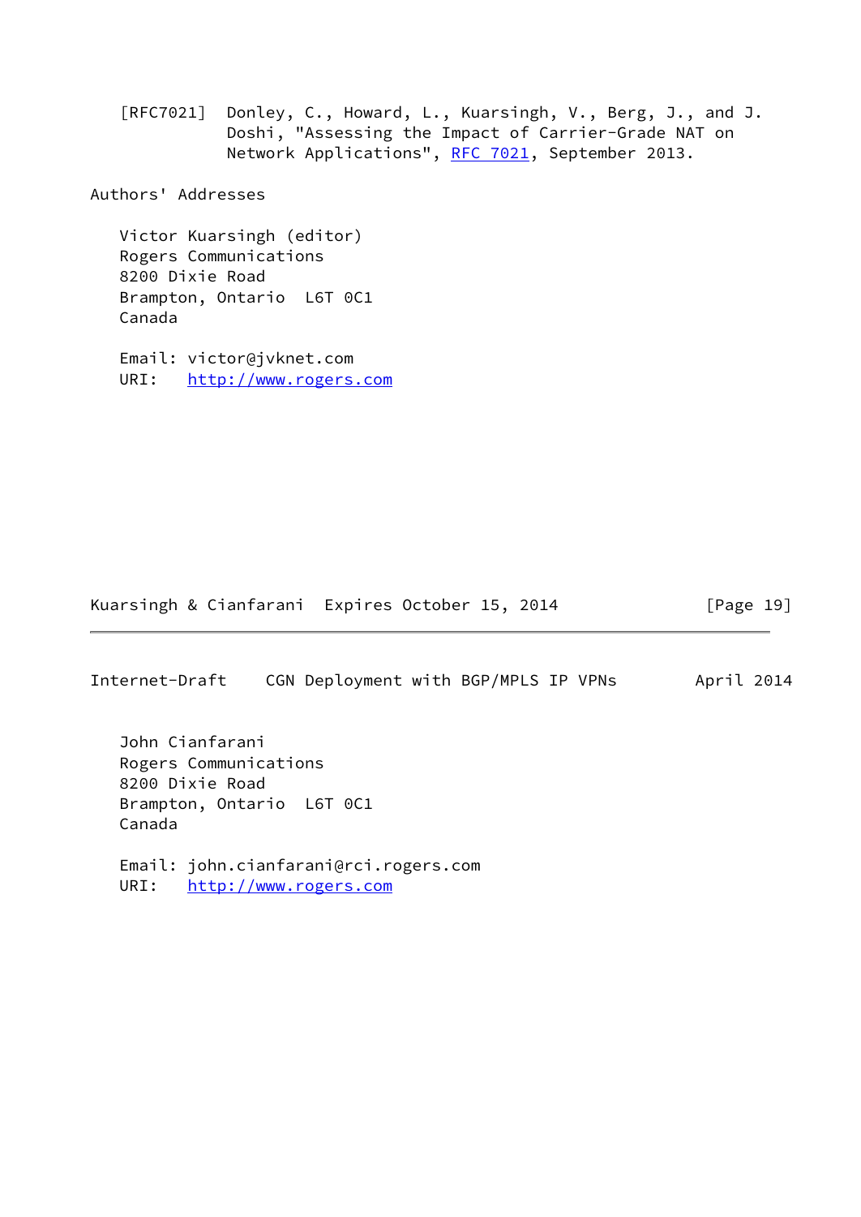[RFC7021] Donley, C., Howard, L., Kuarsingh, V., Berg, J., and J. Doshi, "Assessing the Impact of Carrier-Grade NAT on Network Applications", RFC 7021, September 2013.

## Authors' Addresses

Victor Kuarsingh (editor)
Rogers Communications
8200 Dixie Road
Brampton, Ontario  L6T 0C1
Canada

Email: victor@jvknet.com
URI: http://www.rogers.com

John Cianfarani
Rogers Communications
8200 Dixie Road
Brampton, Ontario  L6T 0C1
Canada

Email: john.cianfarani@rci.rogers.com
URI: http://www.rogers.com